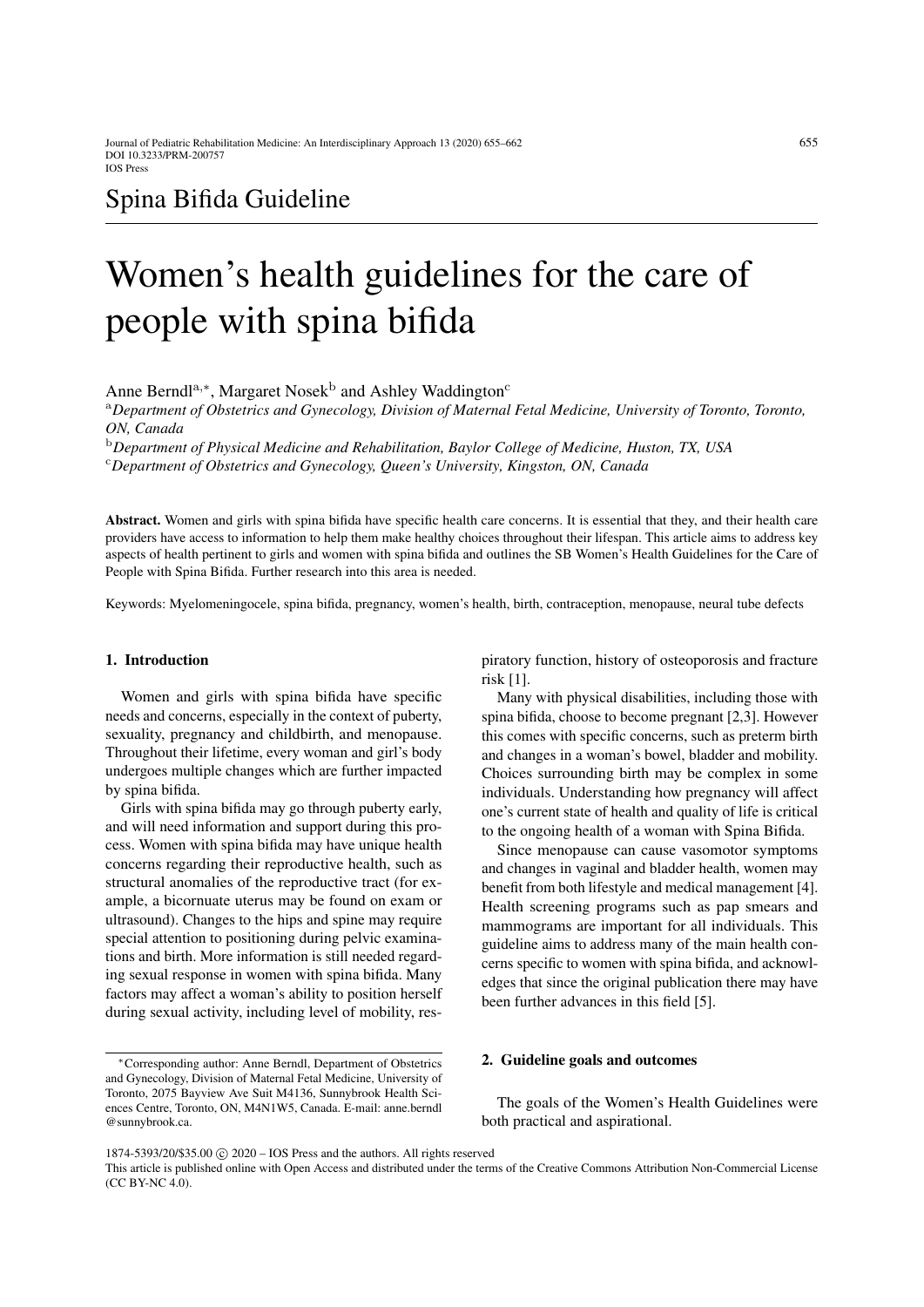Spina Bifida Guideline

# Women's health guidelines for the care of people with spina bifida

Anne Berndl[a,*], Margaret Nosek[b] and Ashley Waddington[c]

[a] *Department of Obstetrics and Gynecology, Division of Maternal Fetal Medicine, University of Toronto, Toronto, ON, Canada*

[b] *Department of Physical Medicine and Rehabilitation, Baylor College of Medicine, Huston, TX, USA*

[c] *Department of Obstetrics and Gynecology, Queen's University, Kingston, ON, Canada*

**Abstract.** Women and girls with spina bifida have specific health care concerns. It is essential that they, and their health care providers have access to information to help them make healthy choices throughout their lifespan. This article aims to address key aspects of health pertinent to girls and women with spina bifida and outlines the SB Women's Health Guidelines for the Care of People with Spina Bifida. Further research into this area is needed.

Keywords: Myelomeningocele, spina bifida, pregnancy, women's health, birth, contraception, menopause, neural tube defects

## 1. Introduction

Women and girls with spina bifida have specific needs and concerns, especially in the context of puberty, sexuality, pregnancy and childbirth, and menopause. Throughout their lifetime, every woman and girl's body undergoes multiple changes which are further impacted by spina bifida.

Girls with spina bifida may go through puberty early, and will need information and support during this process. Women with spina bifida may have unique health concerns regarding their reproductive health, such as structural anomalies of the reproductive tract (for example, a bicornuate uterus may be found on exam or ultrasound). Changes to the hips and spine may require special attention to positioning during pelvic examinations and birth. More information is still needed regarding sexual response in women with spina bifida. Many factors may affect a woman's ability to position herself during sexual activity, including level of mobility, respiratory function, history of osteoporosis and fracture risk [1].

Many with physical disabilities, including those with spina bifida, choose to become pregnant [2,3]. However this comes with specific concerns, such as preterm birth and changes in a woman's bowel, bladder and mobility. Choices surrounding birth may be complex in some individuals. Understanding how pregnancy will affect one's current state of health and quality of life is critical to the ongoing health of a woman with Spina Bifida.

Since menopause can cause vasomotor symptoms and changes in vaginal and bladder health, women may benefit from both lifestyle and medical management [4]. Health screening programs such as pap smears and mammograms are important for all individuals. This guideline aims to address many of the main health concerns specific to women with spina bifida, and acknowledges that since the original publication there may have been further advances in this field [5].

## 2. Guideline goals and outcomes

The goals of the Women's Health Guidelines were both practical and aspirational.

*Corresponding author: Anne Berndl, Department of Obstetrics and Gynecology, Division of Maternal Fetal Medicine, University of Toronto, 2075 Bayview Ave Suit M4136, Sunnybrook Health Sciences Centre, Toronto, ON, M4N1W5, Canada. E-mail: anne.berndl@sunnybrook.ca.

1874-5393/20/$35.00 © 2020 – IOS Press and the authors. All rights reserved

This article is published online with Open Access and distributed under the terms of the Creative Commons Attribution Non-Commercial License (CC BY-NC 4.0).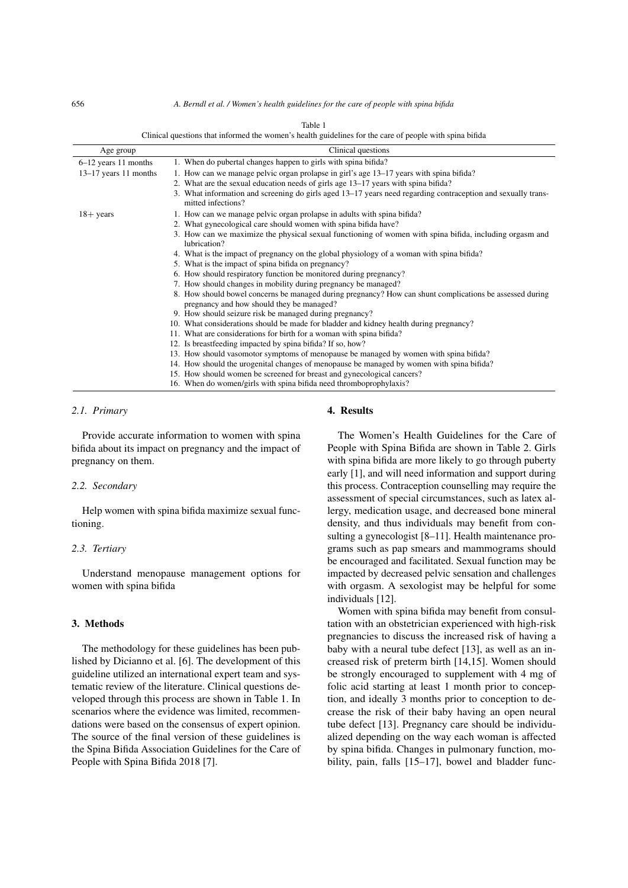Table 1

Clinical questions that informed the women's health guidelines for the care of people with spina bifida

| Age group | Clinical questions |
|---|---|
| 6–12 years 11 months | 1. When do pubertal changes happen to girls with spina bifida? |
| 13–17 years 11 months | 1. How can we manage pelvic organ prolapse in girl's age 13–17 years with spina bifida? |
| | 2. What are the sexual education needs of girls age 13–17 years with spina bifida? |
| | 3. What information and screening do girls aged 13–17 years need regarding contraception and sexually transmitted infections? |
| 18+ years | 1. How can we manage pelvic organ prolapse in adults with spina bifida? |
| | 2. What gynecological care should women with spina bifida have? |
| | 3. How can we maximize the physical sexual functioning of women with spina bifida, including orgasm and lubrication? |
| | 4. What is the impact of pregnancy on the global physiology of a woman with spina bifida? |
| | 5. What is the impact of spina bifida on pregnancy? |
| | 6. How should respiratory function be monitored during pregnancy? |
| | 7. How should changes in mobility during pregnancy be managed? |
| | 8. How should bowel concerns be managed during pregnancy? How can shunt complications be assessed during pregnancy and how should they be managed? |
| | 9. How should seizure risk be managed during pregnancy? |
| | 10. What considerations should be made for bladder and kidney health during pregnancy? |
| | 11. What are considerations for birth for a woman with spina bifida? |
| | 12. Is breastfeeding impacted by spina bifida? If so, how? |
| | 13. How should vasomotor symptoms of menopause be managed by women with spina bifida? |
| | 14. How should the urogenital changes of menopause be managed by women with spina bifida? |
| | 15. How should women be screened for breast and gynecological cancers? |
| | 16. When do women/girls with spina bifida need thromboprophylaxis? |

### *2.1. Primary*

Provide accurate information to women with spina bifida about its impact on pregnancy and the impact of pregnancy on them.

### *2.2. Secondary*

Help women with spina bifida maximize sexual functioning.

### *2.3. Tertiary*

Understand menopause management options for women with spina bifida

## 3. Methods

The methodology for these guidelines has been published by Dicianno et al. [6]. The development of this guideline utilized an international expert team and systematic review of the literature. Clinical questions developed through this process are shown in Table 1. In scenarios where the evidence was limited, recommendations were based on the consensus of expert opinion. The source of the final version of these guidelines is the Spina Bifida Association Guidelines for the Care of People with Spina Bifida 2018 [7].

## 4. Results

The Women's Health Guidelines for the Care of People with Spina Bifida are shown in Table 2. Girls with spina bifida are more likely to go through puberty early [1], and will need information and support during this process. Contraception counselling may require the assessment of special circumstances, such as latex allergy, medication usage, and decreased bone mineral density, and thus individuals may benefit from consulting a gynecologist [8–11]. Health maintenance programs such as pap smears and mammograms should be encouraged and facilitated. Sexual function may be impacted by decreased pelvic sensation and challenges with orgasm. A sexologist may be helpful for some individuals [12].

Women with spina bifida may benefit from consultation with an obstetrician experienced with high-risk pregnancies to discuss the increased risk of having a baby with a neural tube defect [13], as well as an increased risk of preterm birth [14,15]. Women should be strongly encouraged to supplement with 4 mg of folic acid starting at least 1 month prior to conception, and ideally 3 months prior to conception to decrease the risk of their baby having an open neural tube defect [13]. Pregnancy care should be individualized depending on the way each woman is affected by spina bifida. Changes in pulmonary function, mobility, pain, falls [15–17], bowel and bladder func-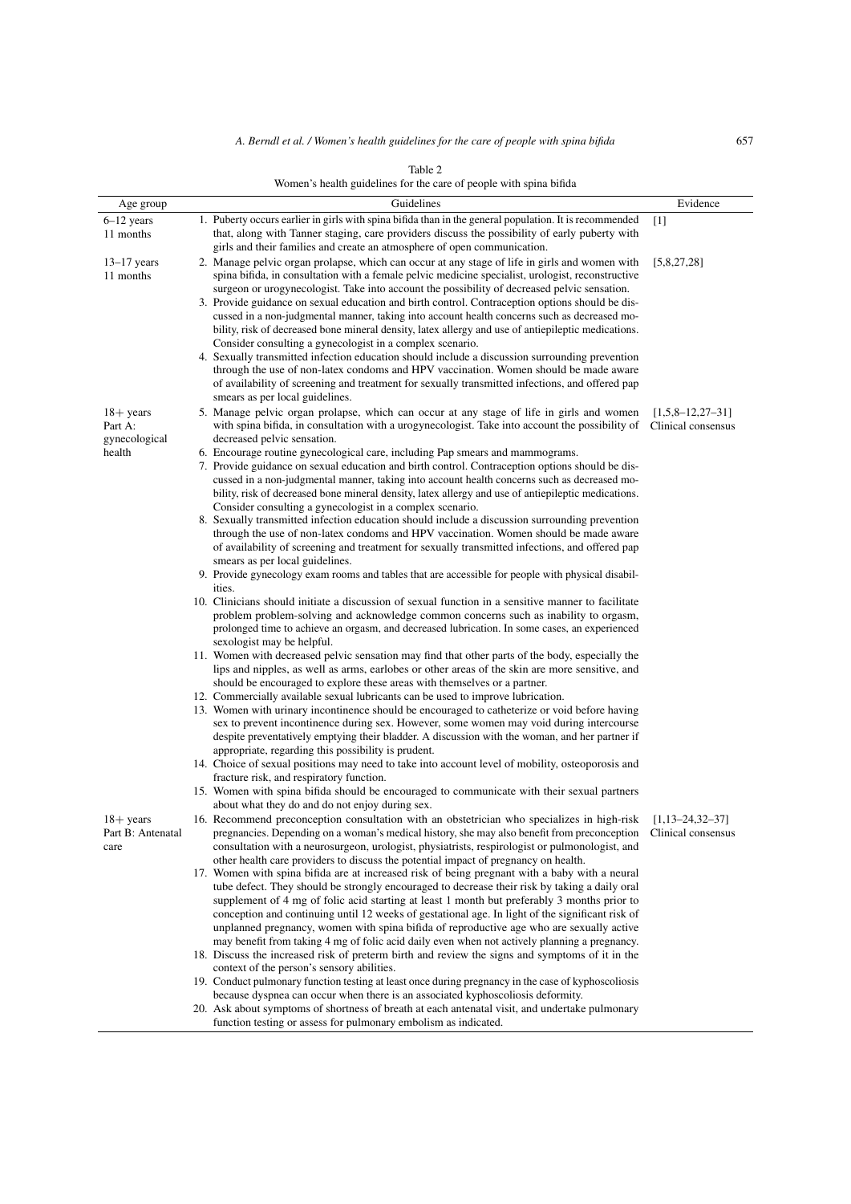Table 2

Women's health guidelines for the care of people with spina bifida

| Age group | Guidelines | Evidence |
|---|---|---|
| 6–12 years 11 months | 1. Puberty occurs earlier in girls with spina bifida than in the general population. It is recommended that, along with Tanner staging, care providers discuss the possibility of early puberty with girls and their families and create an atmosphere of open communication. | [1] |
| 13–17 years 11 months | 2. Manage pelvic organ prolapse, which can occur at any stage of life in girls and women with spina bifida, in consultation with a female pelvic medicine specialist, urologist, reconstructive surgeon or urogynecologist. Take into account the possibility of decreased pelvic sensation.<br>3. Provide guidance on sexual education and birth control. Contraception options should be discussed in a non-judgmental manner, taking into account health concerns such as decreased mobility, risk of decreased bone mineral density, latex allergy and use of antiepileptic medications. Consider consulting a gynecologist in a complex scenario.<br>4. Sexually transmitted infection education should include a discussion surrounding prevention through the use of non-latex condoms and HPV vaccination. Women should be made aware of availability of screening and treatment for sexually transmitted infections, and offered pap smears as per local guidelines. | [5,8,27,28] |
| 18+ years Part A: gynecological health | 5. Manage pelvic organ prolapse, which can occur at any stage of life in girls and women with spina bifida, in consultation with a urogynecologist. Take into account the possibility of decreased pelvic sensation.<br>6. Encourage routine gynecological care, including Pap smears and mammograms.<br>7. Provide guidance on sexual education and birth control. Contraception options should be discussed in a non-judgmental manner, taking into account health concerns such as decreased mobility, risk of decreased bone mineral density, latex allergy and use of antiepileptic medications. Consider consulting a gynecologist in a complex scenario.<br>8. Sexually transmitted infection education should include a discussion surrounding prevention through the use of non-latex condoms and HPV vaccination. Women should be made aware of availability of screening and treatment for sexually transmitted infections, and offered pap smears as per local guidelines.<br>9. Provide gynecology exam rooms and tables that are accessible for people with physical disabilities.<br>10. Clinicians should initiate a discussion of sexual function in a sensitive manner to facilitate problem problem-solving and acknowledge common concerns such as inability to orgasm, prolonged time to achieve an orgasm, and decreased lubrication. In some cases, an experienced sexologist may be helpful.<br>11. Women with decreased pelvic sensation may find that other parts of the body, especially the lips and nipples, as well as arms, earlobes or other areas of the skin are more sensitive, and should be encouraged to explore these areas with themselves or a partner.<br>12. Commercially available sexual lubricants can be used to improve lubrication.<br>13. Women with urinary incontinence should be encouraged to catheterize or void before having sex to prevent incontinence during sex. However, some women may void during intercourse despite preventatively emptying their bladder. A discussion with the woman, and her partner if appropriate, regarding this possibility is prudent.<br>14. Choice of sexual positions may need to take into account level of mobility, osteoporosis and fracture risk, and respiratory function.<br>15. Women with spina bifida should be encouraged to communicate with their sexual partners about what they do and do not enjoy during sex. | [1,5,8–12,27–31] Clinical consensus |
| 18+ years Part B: Antenatal care | 16. Recommend preconception consultation with an obstetrician who specializes in high-risk pregnancies. Depending on a woman's medical history, she may also benefit from preconception consultation with a neurosurgeon, urologist, physiatrists, respirologist or pulmonologist, and other health care providers to discuss the potential impact of pregnancy on health.<br>17. Women with spina bifida are at increased risk of being pregnant with a baby with a neural tube defect. They should be strongly encouraged to decrease their risk by taking a daily oral supplement of 4 mg of folic acid starting at least 1 month but preferably 3 months prior to conception and continuing until 12 weeks of gestational age. In light of the significant risk of unplanned pregnancy, women with spina bifida of reproductive age who are sexually active may benefit from taking 4 mg of folic acid daily even when not actively planning a pregnancy.<br>18. Discuss the increased risk of preterm birth and review the signs and symptoms of it in the context of the person's sensory abilities.<br>19. Conduct pulmonary function testing at least once during pregnancy in the case of kyphoscoliosis because dyspnea can occur when there is an associated kyphoscoliosis deformity.<br>20. Ask about symptoms of shortness of breath at each antenatal visit, and undertake pulmonary function testing or assess for pulmonary embolism as indicated. | [1,13–24,32–37] Clinical consensus |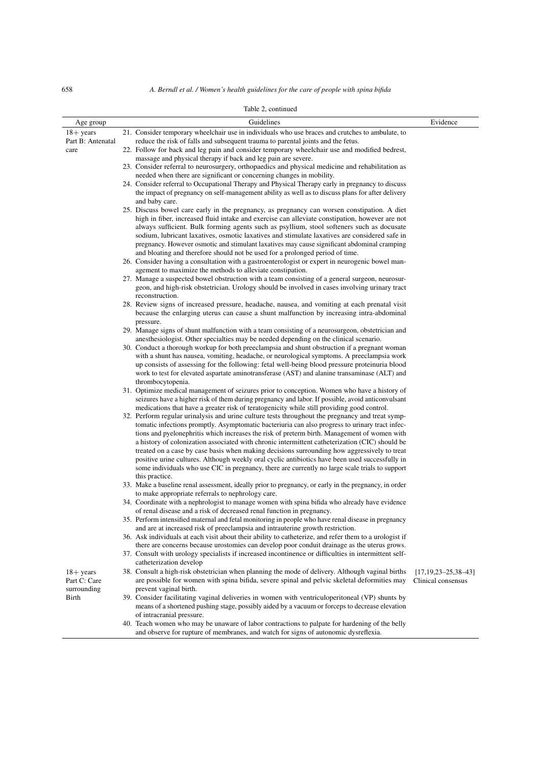Table 2, continued

| Age group | Guidelines | Evidence |
|---|---|---|
| 18+ years Part B: Antenatal care | 21. Consider temporary wheelchair use in individuals who use braces and crutches to ambulate, to reduce the risk of falls and subsequent trauma to parental joints and the fetus.<br>22. Follow for back and leg pain and consider temporary wheelchair use and modified bedrest, massage and physical therapy if back and leg pain are severe.<br>23. Consider referral to neurosurgery, orthopaedics and physical medicine and rehabilitation as needed when there are significant or concerning changes in mobility.<br>24. Consider referral to Occupational Therapy and Physical Therapy early in pregnancy to discuss the impact of pregnancy on self-management ability as well as to discuss plans for after delivery and baby care.<br>25. Discuss bowel care early in the pregnancy, as pregnancy can worsen constipation. A diet high in fiber, increased fluid intake and exercise can alleviate constipation, however are not always sufficient. Bulk forming agents such as psyllium, stool softeners such as docusate sodium, lubricant laxatives, osmotic laxatives and stimulate laxatives are considered safe in pregnancy. However osmotic and stimulant laxatives may cause significant abdominal cramping and bloating and therefore should not be used for a prolonged period of time.<br>26. Consider having a consultation with a gastroenterologist or expert in neurogenic bowel management to maximize the methods to alleviate constipation.<br>27. Manage a suspected bowel obstruction with a team consisting of a general surgeon, neurosurgeon, and high-risk obstetrician. Urology should be involved in cases involving urinary tract reconstruction.<br>28. Review signs of increased pressure, headache, nausea, and vomiting at each prenatal visit because the enlarging uterus can cause a shunt malfunction by increasing intra-abdominal pressure.<br>29. Manage signs of shunt malfunction with a team consisting of a neurosurgeon, obstetrician and anesthesiologist. Other specialties may be needed depending on the clinical scenario.<br>30. Conduct a thorough workup for both preeclampsia and shunt obstruction if a pregnant woman with a shunt has nausea, vomiting, headache, or neurological symptoms. A preeclampsia work up consists of assessing for the following: fetal well-being blood pressure proteinuria blood work to test for elevated aspartate aminotransferase (AST) and alanine transaminase (ALT) and thrombocytopenia.<br>31. Optimize medical management of seizures prior to conception. Women who have a history of seizures have a higher risk of them during pregnancy and labor. If possible, avoid anticonvulsant medications that have a greater risk of teratogenicity while still providing good control.<br>32. Perform regular urinalysis and urine culture tests throughout the pregnancy and treat symptomatic infections promptly. Asymptomatic bacteriuria can also progress to urinary tract infections and pyelonephritis which increases the risk of preterm birth. Management of women with a history of colonization associated with chronic intermittent catheterization (CIC) should be treated on a case by case basis when making decisions surrounding how aggressively to treat positive urine cultures. Although weekly oral cyclic antibiotics have been used successfully in some individuals who use CIC in pregnancy, there are currently no large scale trials to support this practice.<br>33. Make a baseline renal assessment, ideally prior to pregnancy, or early in the pregnancy, in order to make appropriate referrals to nephrology care.<br>34. Coordinate with a nephrologist to manage women with spina bifida who already have evidence of renal disease and a risk of decreased renal function in pregnancy.<br>35. Perform intensified maternal and fetal monitoring in people who have renal disease in pregnancy and are at increased risk of preeclampsia and intrauterine growth restriction.<br>36. Ask individuals at each visit about their ability to catheterize, and refer them to a urologist if there are concerns because urostomies can develop poor conduit drainage as the uterus grows.<br>37. Consult with urology specialists if increased incontinence or difficulties in intermittent self-catheterization develop | |
| 18+ years Part C: Care surrounding Birth | 38. Consult a high-risk obstetrician when planning the mode of delivery. Although vaginal births are possible for women with spina bifida, severe spinal and pelvic skeletal deformities may prevent vaginal birth.<br>39. Consider facilitating vaginal deliveries in women with ventriculoperitoneal (VP) shunts by means of a shortened pushing stage, possibly aided by a vacuum or forceps to decrease elevation of intracranial pressure.<br>40. Teach women who may be unaware of labor contractions to palpate for hardening of the belly and observe for rupture of membranes, and watch for signs of autonomic dysreflexia. | [17,19,23–25,38–43] Clinical consensus |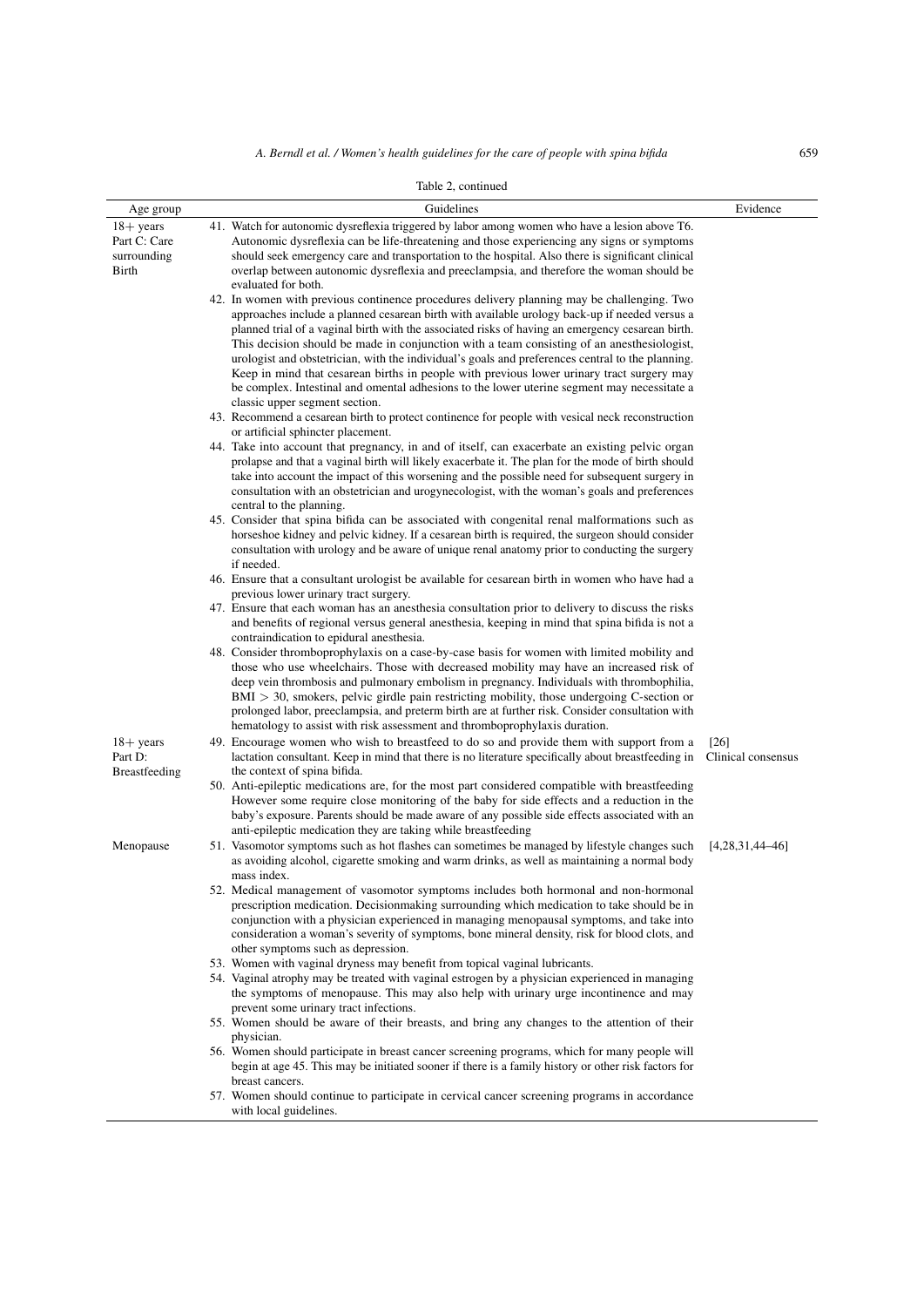Table 2, continued

| Age group | Guidelines | Evidence |
|---|---|---|
| 18+ years Part C: Care surrounding Birth | 41. Watch for autonomic dysreflexia triggered by labor among women who have a lesion above T6. Autonomic dysreflexia can be life-threatening and those experiencing any signs or symptoms should seek emergency care and transportation to the hospital. Also there is significant clinical overlap between autonomic dysreflexia and preeclampsia, and therefore the woman should be evaluated for both.<br>42. In women with previous continence procedures delivery planning may be challenging. Two approaches include a planned cesarean birth with available urology back-up if needed versus a planned trial of a vaginal birth with the associated risks of having an emergency cesarean birth. This decision should be made in conjunction with a team consisting of an anesthesiologist, urologist and obstetrician, with the individual's goals and preferences central to the planning. Keep in mind that cesarean births in people with previous lower urinary tract surgery may be complex. Intestinal and omental adhesions to the lower uterine segment may necessitate a classic upper segment section.<br>43. Recommend a cesarean birth to protect continence for people with vesical neck reconstruction or artificial sphincter placement.<br>44. Take into account that pregnancy, in and of itself, can exacerbate an existing pelvic organ prolapse and that a vaginal birth will likely exacerbate it. The plan for the mode of birth should take into account the impact of this worsening and the possible need for subsequent surgery in consultation with an obstetrician and urogynecologist, with the woman's goals and preferences central to the planning.<br>45. Consider that spina bifida can be associated with congenital renal malformations such as horseshoe kidney and pelvic kidney. If a cesarean birth is required, the surgeon should consider consultation with urology and be aware of unique renal anatomy prior to conducting the surgery if needed.<br>46. Ensure that a consultant urologist be available for cesarean birth in women who have had a previous lower urinary tract surgery.<br>47. Ensure that each woman has an anesthesia consultation prior to delivery to discuss the risks and benefits of regional versus general anesthesia, keeping in mind that spina bifida is not a contraindication to epidural anesthesia.<br>48. Consider thromboprophylaxis on a case-by-case basis for women with limited mobility and those who use wheelchairs. Those with decreased mobility may have an increased risk of deep vein thrombosis and pulmonary embolism in pregnancy. Individuals with thrombophilia, BMI > 30, smokers, pelvic girdle pain restricting mobility, those undergoing C-section or prolonged labor, preeclampsia, and preterm birth are at further risk. Consider consultation with hematology to assist with risk assessment and thromboprophylaxis duration. | |
| 18+ years Part D: Breastfeeding | 49. Encourage women who wish to breastfeed to do so and provide them with support from a lactation consultant. Keep in mind that there is no literature specifically about breastfeeding in the context of spina bifida.<br>50. Anti-epileptic medications are, for the most part considered compatible with breastfeeding However some require close monitoring of the baby for side effects and a reduction in the baby's exposure. Parents should be made aware of any possible side effects associated with an anti-epileptic medication they are taking while breastfeeding | [26] Clinical consensus |
| Menopause | 51. Vasomotor symptoms such as hot flashes can sometimes be managed by lifestyle changes such as avoiding alcohol, cigarette smoking and warm drinks, as well as maintaining a normal body mass index.<br>52. Medical management of vasomotor symptoms includes both hormonal and non-hormonal prescription medication. Decisionmaking surrounding which medication to take should be in conjunction with a physician experienced in managing menopausal symptoms, and take into consideration a woman's severity of symptoms, bone mineral density, risk for blood clots, and other symptoms such as depression.<br>53. Women with vaginal dryness may benefit from topical vaginal lubricants.<br>54. Vaginal atrophy may be treated with vaginal estrogen by a physician experienced in managing the symptoms of menopause. This may also help with urinary urge incontinence and may prevent some urinary tract infections.<br>55. Women should be aware of their breasts, and bring any changes to the attention of their physician.<br>56. Women should participate in breast cancer screening programs, which for many people will begin at age 45. This may be initiated sooner if there is a family history or other risk factors for breast cancers.<br>57. Women should continue to participate in cervical cancer screening programs in accordance with local guidelines. | [4,28,31,44–46] |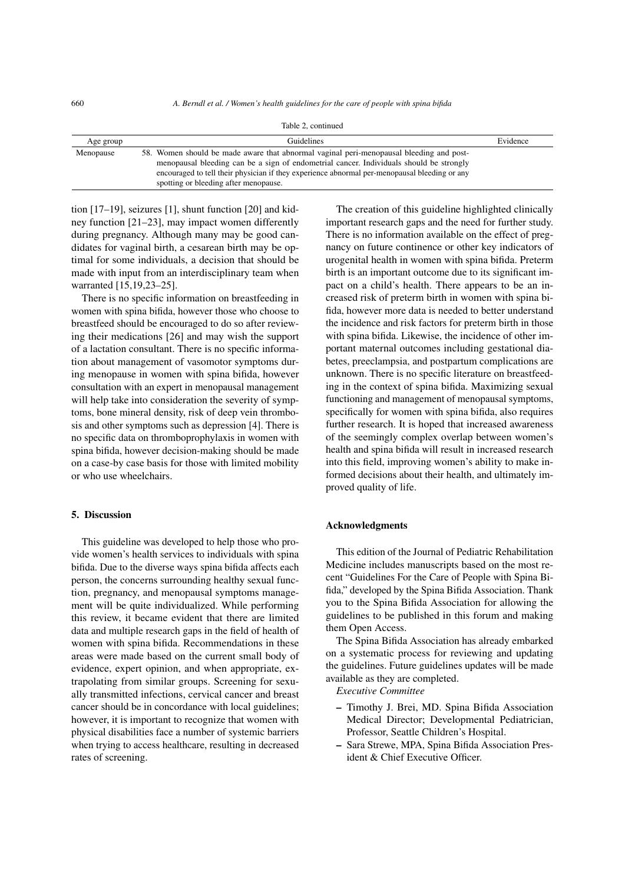Table 2, continued

| Age group | Guidelines | Evidence |
|---|---|---|
| Menopause | 58. Women should be made aware that abnormal vaginal peri-menopausal bleeding and post-menopausal bleeding can be a sign of endometrial cancer. Individuals should be strongly encouraged to tell their physician if they experience abnormal per-menopausal bleeding or any spotting or bleeding after menopause. | |

tion [17–19], seizures [1], shunt function [20] and kidney function [21–23], may impact women differently during pregnancy. Although many may be good candidates for vaginal birth, a cesarean birth may be optimal for some individuals, a decision that should be made with input from an interdisciplinary team when warranted [15,19,23–25].

There is no specific information on breastfeeding in women with spina bifida, however those who choose to breastfeed should be encouraged to do so after reviewing their medications [26] and may wish the support of a lactation consultant. There is no specific information about management of vasomotor symptoms during menopause in women with spina bifida, however consultation with an expert in menopausal management will help take into consideration the severity of symptoms, bone mineral density, risk of deep vein thrombosis and other symptoms such as depression [4]. There is no specific data on thromboprophylaxis in women with spina bifida, however decision-making should be made on a case-by case basis for those with limited mobility or who use wheelchairs.

## 5. Discussion

This guideline was developed to help those who provide women's health services to individuals with spina bifida. Due to the diverse ways spina bifida affects each person, the concerns surrounding healthy sexual function, pregnancy, and menopausal symptoms management will be quite individualized. While performing this review, it became evident that there are limited data and multiple research gaps in the field of health of women with spina bifida. Recommendations in these areas were made based on the current small body of evidence, expert opinion, and when appropriate, extrapolating from similar groups. Screening for sexually transmitted infections, cervical cancer and breast cancer should be in concordance with local guidelines; however, it is important to recognize that women with physical disabilities face a number of systemic barriers when trying to access healthcare, resulting in decreased rates of screening.

The creation of this guideline highlighted clinically important research gaps and the need for further study. There is no information available on the effect of pregnancy on future continence or other key indicators of urogenital health in women with spina bifida. Preterm birth is an important outcome due to its significant impact on a child's health. There appears to be an increased risk of preterm birth in women with spina bifida, however more data is needed to better understand the incidence and risk factors for preterm birth in those with spina bifida. Likewise, the incidence of other important maternal outcomes including gestational diabetes, preeclampsia, and postpartum complications are unknown. There is no specific literature on breastfeeding in the context of spina bifida. Maximizing sexual functioning and management of menopausal symptoms, specifically for women with spina bifida, also requires further research. It is hoped that increased awareness of the seemingly complex overlap between women's health and spina bifida will result in increased research into this field, improving women's ability to make informed decisions about their health, and ultimately improved quality of life.

## Acknowledgments

This edition of the Journal of Pediatric Rehabilitation Medicine includes manuscripts based on the most recent "Guidelines For the Care of People with Spina Bifida," developed by the Spina Bifida Association. Thank you to the Spina Bifida Association for allowing the guidelines to be published in this forum and making them Open Access.

The Spina Bifida Association has already embarked on a systematic process for reviewing and updating the guidelines. Future guidelines updates will be made available as they are completed.

*Executive Committee*

- Timothy J. Brei, MD. Spina Bifida Association Medical Director; Developmental Pediatrician, Professor, Seattle Children's Hospital.
- Sara Strewe, MPA, Spina Bifida Association President & Chief Executive Officer.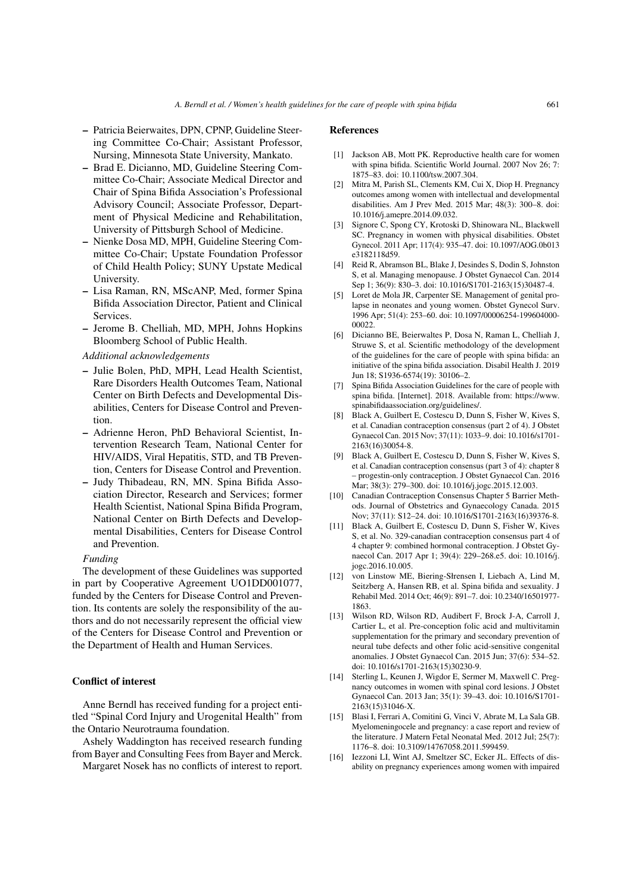- Patricia Beierwaites, DPN, CPNP, Guideline Steering Committee Co-Chair; Assistant Professor, Nursing, Minnesota State University, Mankato.
- Brad E. Dicianno, MD, Guideline Steering Committee Co-Chair; Associate Medical Director and Chair of Spina Bifida Association's Professional Advisory Council; Associate Professor, Department of Physical Medicine and Rehabilitation, University of Pittsburgh School of Medicine.
- Nienke Dosa MD, MPH, Guideline Steering Committee Co-Chair; Upstate Foundation Professor of Child Health Policy; SUNY Upstate Medical University.
- Lisa Raman, RN, MScANP, Med, former Spina Bifida Association Director, Patient and Clinical Services.
- Jerome B. Chelliah, MD, MPH, Johns Hopkins Bloomberg School of Public Health.

*Additional acknowledgements*

- Julie Bolen, PhD, MPH, Lead Health Scientist, Rare Disorders Health Outcomes Team, National Center on Birth Defects and Developmental Disabilities, Centers for Disease Control and Prevention.
- Adrienne Heron, PhD Behavioral Scientist, Intervention Research Team, National Center for HIV/AIDS, Viral Hepatitis, STD, and TB Prevention, Centers for Disease Control and Prevention.
- Judy Thibadeau, RN, MN. Spina Bifida Association Director, Research and Services; former Health Scientist, National Spina Bifida Program, National Center on Birth Defects and Developmental Disabilities, Centers for Disease Control and Prevention.

*Funding*

The development of these Guidelines was supported in part by Cooperative Agreement UO1DD001077, funded by the Centers for Disease Control and Prevention. Its contents are solely the responsibility of the authors and do not necessarily represent the official view of the Centers for Disease Control and Prevention or the Department of Health and Human Services.

## Conflict of interest

Anne Berndl has received funding for a project entitled "Spinal Cord Injury and Urogenital Health" from the Ontario Neurotrauma foundation.

Ashely Waddington has received research funding from Bayer and Consulting Fees from Bayer and Merck.

Margaret Nosek has no conflicts of interest to report.

## References

[1] Jackson AB, Mott PK. Reproductive health care for women with spina bifida. Scientific World Journal. 2007 Nov 26; 7: 1875–83. doi: 10.1100/tsw.2007.304.

[2] Mitra M, Parish SL, Clements KM, Cui X, Diop H. Pregnancy outcomes among women with intellectual and developmental disabilities. Am J Prev Med. 2015 Mar; 48(3): 300–8. doi: 10.1016/j.amepre.2014.09.032.

[3] Signore C, Spong CY, Krotoski D, Shinowara NL, Blackwell SC. Pregnancy in women with physical disabilities. Obstet Gynecol. 2011 Apr; 117(4): 935–47. doi: 10.1097/AOG.0b013e3182118d59.

[4] Reid R, Abramson BL, Blake J, Desindes S, Dodin S, Johnston S, et al. Managing menopause. J Obstet Gynaecol Can. 2014 Sep 1; 36(9): 830–3. doi: 10.1016/S1701-2163(15)30487-4.

[5] Loret de Mola JR, Carpenter SE. Management of genital prolapse in neonates and young women. Obstet Gynecol Surv. 1996 Apr; 51(4): 253–60. doi: 10.1097/00006254-199604000-00022.

[6] Dicianno BE, Beierwaltes P, Dosa N, Raman L, Chelliah J, Struwe S, et al. Scientific methodology of the development of the guidelines for the care of people with spina bifida: an initiative of the spina bifida association. Disabil Health J. 2019 Jun 18; S1936-6574(19): 30106–2.

[7] Spina Bifida Association Guidelines for the care of people with spina bifida. [Internet]. 2018. Available from: https://www.spinabifidaassociation.org/guidelines/.

[8] Black A, Guilbert E, Costescu D, Dunn S, Fisher W, Kives S, et al. Canadian contraception consensus (part 2 of 4). J Obstet Gynaecol Can. 2015 Nov; 37(11): 1033–9. doi: 10.1016/S1701-2163(16)30054-8.

[9] Black A, Guilbert E, Costescu D, Dunn S, Fisher W, Kives S, et al. Canadian contraception consensus (part 3 of 4): chapter 8 – progestin-only contraception. J Obstet Gynaecol Can. 2016 Mar; 38(3): 279–300. doi: 10.1016/j.jogc.2015.12.003.

[10] Canadian Contraception Consensus Chapter 5 Barrier Methods. Journal of Obstetrics and Gynaecology Canada. 2015 Nov; 37(11): S12–24. doi: 10.1016/S1701-2163(16)39376-8.

[11] Black A, Guilbert E, Costescu D, Dunn S, Fisher W, Kives S, et al. No. 329-canadian contraception consensus part 4 of 4 chapter 9: combined hormonal contraception. J Obstet Gynaecol Can. 2017 Apr 1; 39(4): 229–268.e5. doi: 10.1016/j.jogc.2016.10.005.

[12] von Linstow ME, Biering-Słrensen I, Liebach A, Lind M, Seitzberg A, Hansen RB, et al. Spina bifida and sexuality. J Rehabil Med. 2014 Oct; 46(9): 891–7. doi: 10.2340/16501977-1863.

[13] Wilson RD, Wilson RD, Audibert F, Brock J-A, Carroll J, Cartier L, et al. Pre-conception folic acid and multivitamin supplementation for the primary and secondary prevention of neural tube defects and other folic acid-sensitive congenital anomalies. J Obstet Gynaecol Can. 2015 Jun; 37(6): 534–52. doi: 10.1016/s1701-2163(15)30230-9.

[14] Sterling L, Keunen J, Wigdor E, Sermer M, Maxwell C. Pregnancy outcomes in women with spinal cord lesions. J Obstet Gynaecol Can. 2013 Jan; 35(1): 39–43. doi: 10.1016/S1701-2163(15)31046-X.

[15] Blasi I, Ferrari A, Comitini G, Vinci V, Abrate M, La Sala GB. Myelomeningocele and pregnancy: a case report and review of the literature. J Matern Fetal Neonatal Med. 2012 Jul; 25(7): 1176–8. doi: 10.3109/14767058.2011.599459.

[16] Iezzoni LI, Wint AJ, Smeltzer SC, Ecker JL. Effects of disability on pregnancy experiences among women with impaired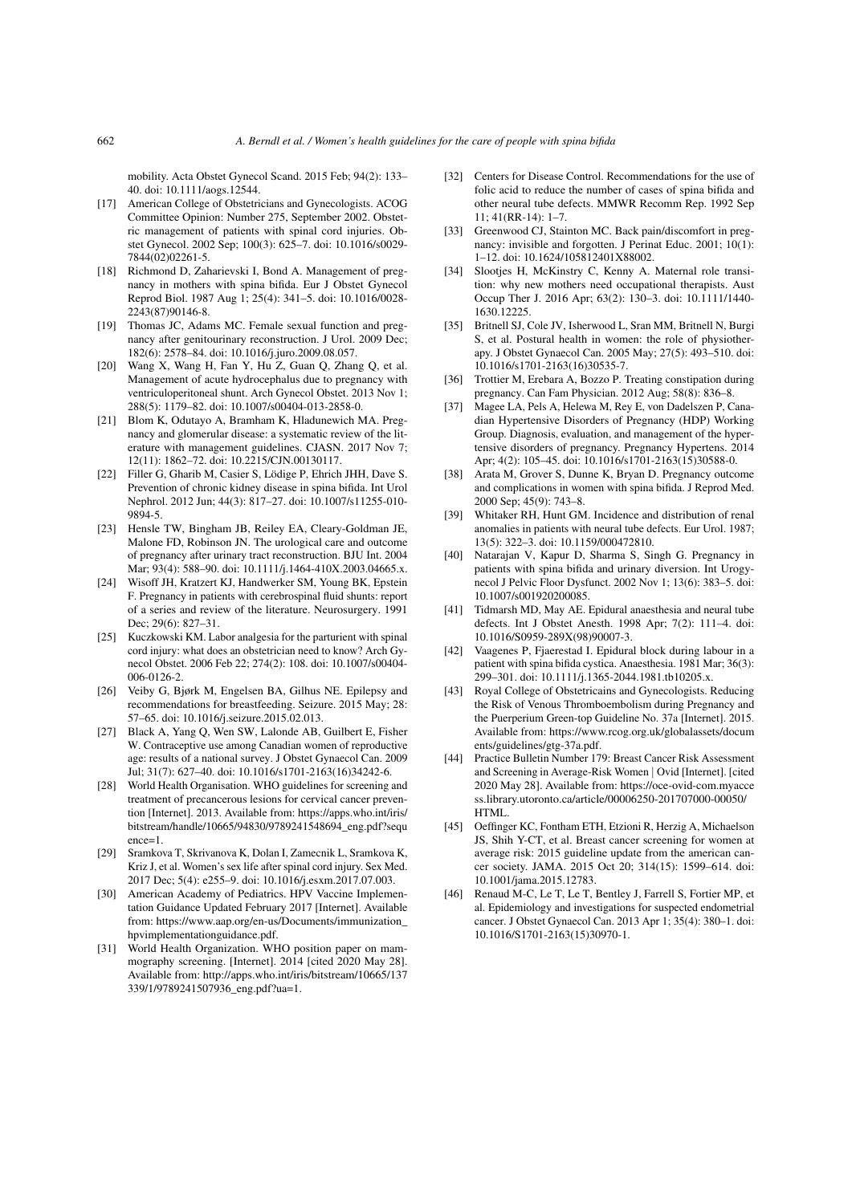mobility. Acta Obstet Gynecol Scand. 2015 Feb; 94(2): 133–40. doi: 10.1111/aogs.12544.

[17] American College of Obstetricians and Gynecologists. ACOG Committee Opinion: Number 275, September 2002. Obstetric management of patients with spinal cord injuries. Obstet Gynecol. 2002 Sep; 100(3): 625–7. doi: 10.1016/s0029-7844(02)02261-5.

[18] Richmond D, Zaharievski I, Bond A. Management of pregnancy in mothers with spina bifida. Eur J Obstet Gynecol Reprod Biol. 1987 Aug 1; 25(4): 341–5. doi: 10.1016/0028-2243(87)90146-8.

[19] Thomas JC, Adams MC. Female sexual function and pregnancy after genitourinary reconstruction. J Urol. 2009 Dec; 182(6): 2578–84. doi: 10.1016/j.juro.2009.08.057.

[20] Wang X, Wang H, Fan Y, Hu Z, Guan Q, Zhang Q, et al. Management of acute hydrocephalus due to pregnancy with ventriculoperitoneal shunt. Arch Gynecol Obstet. 2013 Nov 1; 288(5): 1179–82. doi: 10.1007/s00404-013-2858-0.

[21] Blom K, Odutayo A, Bramham K, Hladunewich MA. Pregnancy and glomerular disease: a systematic review of the literature with management guidelines. CJASN. 2017 Nov 7; 12(11): 1862–72. doi: 10.2215/CJN.00130117.

[22] Filler G, Gharib M, Casier S, Lödige P, Ehrich JHH, Dave S. Prevention of chronic kidney disease in spina bifida. Int Urol Nephrol. 2012 Jun; 44(3): 817–27. doi: 10.1007/s11255-010-9894-5.

[23] Hensle TW, Bingham JB, Reiley EA, Cleary-Goldman JE, Malone FD, Robinson JN. The urological care and outcome of pregnancy after urinary tract reconstruction. BJU Int. 2004 Mar; 93(4): 588–90. doi: 10.1111/j.1464-410X.2003.04665.x.

[24] Wisoff JH, Kratzert KJ, Handwerker SM, Young BK, Epstein F. Pregnancy in patients with cerebrospinal fluid shunts: report of a series and review of the literature. Neurosurgery. 1991 Dec; 29(6): 827–31.

[25] Kuczkowski KM. Labor analgesia for the parturient with spinal cord injury: what does an obstetrician need to know? Arch Gynecol Obstet. 2006 Feb 22; 274(2): 108. doi: 10.1007/s00404-006-0126-2.

[26] Veiby G, Bjørk M, Engelsen BA, Gilhus NE. Epilepsy and recommendations for breastfeeding. Seizure. 2015 May; 28: 57–65. doi: 10.1016/j.seizure.2015.02.013.

[27] Black A, Yang Q, Wen SW, Lalonde AB, Guilbert E, Fisher W. Contraceptive use among Canadian women of reproductive age: results of a national survey. J Obstet Gynaecol Can. 2009 Jul; 31(7): 627–40. doi: 10.1016/s1701-2163(16)34242-6.

[28] World Health Organisation. WHO guidelines for screening and treatment of precancerous lesions for cervical cancer prevention [Internet]. 2013. Available from: https://apps.who.int/iris/bitstream/handle/10665/94830/9789241548694_eng.pdf?sequence=1.

[29] Sramkova T, Skrivanova K, Dolan I, Zamecnik L, Sramkova K, Kriz J, et al. Women's sex life after spinal cord injury. Sex Med. 2017 Dec; 5(4): e255–9. doi: 10.1016/j.esxm.2017.07.003.

[30] American Academy of Pediatrics. HPV Vaccine Implementation Guidance Updated February 2017 [Internet]. Available from: https://www.aap.org/en-us/Documents/immunization_hpvimplementationguidance.pdf.

[31] World Health Organization. WHO position paper on mammography screening. [Internet]. 2014 [cited 2020 May 28]. Available from: http://apps.who.int/iris/bitstream/10665/137339/1/9789241507936_eng.pdf?ua=1.

[32] Centers for Disease Control. Recommendations for the use of folic acid to reduce the number of cases of spina bifida and other neural tube defects. MMWR Recomm Rep. 1992 Sep 11; 41(RR-14): 1–7.

[33] Greenwood CJ, Stainton MC. Back pain/discomfort in pregnancy: invisible and forgotten. J Perinat Educ. 2001; 10(1): 1–12. doi: 10.1624/105812401X88002.

[34] Slootjes H, McKinstry C, Kenny A. Maternal role transition: why new mothers need occupational therapists. Aust Occup Ther J. 2016 Apr; 63(2): 130–3. doi: 10.1111/1440-1630.12225.

[35] Britnell SJ, Cole JV, Isherwood L, Sran MM, Britnell N, Burgi S, et al. Postural health in women: the role of physiotherapy. J Obstet Gynaecol Can. 2005 May; 27(5): 493–510. doi: 10.1016/s1701-2163(16)30535-7.

[36] Trottier M, Erebara A, Bozzo P. Treating constipation during pregnancy. Can Fam Physician. 2012 Aug; 58(8): 836–8.

[37] Magee LA, Pels A, Helewa M, Rey E, von Dadelszen P, Canadian Hypertensive Disorders of Pregnancy (HDP) Working Group. Diagnosis, evaluation, and management of the hypertensive disorders of pregnancy. Pregnancy Hypertens. 2014 Apr; 4(2): 105–45. doi: 10.1016/s1701-2163(15)30588-0.

[38] Arata M, Grover S, Dunne K, Bryan D. Pregnancy outcome and complications in women with spina bifida. J Reprod Med. 2000 Sep; 45(9): 743–8.

[39] Whitaker RH, Hunt GM. Incidence and distribution of renal anomalies in patients with neural tube defects. Eur Urol. 1987; 13(5): 322–3. doi: 10.1159/000472810.

[40] Natarajan V, Kapur D, Sharma S, Singh G. Pregnancy in patients with spina bifida and urinary diversion. Int Urogynecol J Pelvic Floor Dysfunct. 2002 Nov 1; 13(6): 383–5. doi: 10.1007/s001920200085.

[41] Tidmarsh MD, May AE. Epidural anaesthesia and neural tube defects. Int J Obstet Anesth. 1998 Apr; 7(2): 111–4. doi: 10.1016/S0959-289X(98)90007-3.

[42] Vaagenes P, Fjaerestad I. Epidural block during labour in a patient with spina bifida cystica. Anaesthesia. 1981 Mar; 36(3): 299–301. doi: 10.1111/j.1365-2044.1981.tb10205.x.

[43] Royal College of Obstetricains and Gynecologists. Reducing the Risk of Venous Thromboembolism during Pregnancy and the Puerperium Green-top Guideline No. 37a [Internet]. 2015. Available from: https://www.rcog.org.uk/globalassets/documents/guidelines/gtg-37a.pdf.

[44] Practice Bulletin Number 179: Breast Cancer Risk Assessment and Screening in Average-Risk Women | Ovid [Internet]. [cited 2020 May 28]. Available from: https://oce-ovid-com.myaccess.library.utoronto.ca/article/00006250-201707000-00050/HTML.

[45] Oeffinger KC, Fontham ETH, Etzioni R, Herzig A, Michaelson JS, Shih Y-CT, et al. Breast cancer screening for women at average risk: 2015 guideline update from the american cancer society. JAMA. 2015 Oct 20; 314(15): 1599–614. doi: 10.1001/jama.2015.12783.

[46] Renaud M-C, Le T, Le T, Bentley J, Farrell S, Fortier MP, et al. Epidemiology and investigations for suspected endometrial cancer. J Obstet Gynaecol Can. 2013 Apr 1; 35(4): 380–1. doi: 10.1016/S1701-2163(15)30970-1.